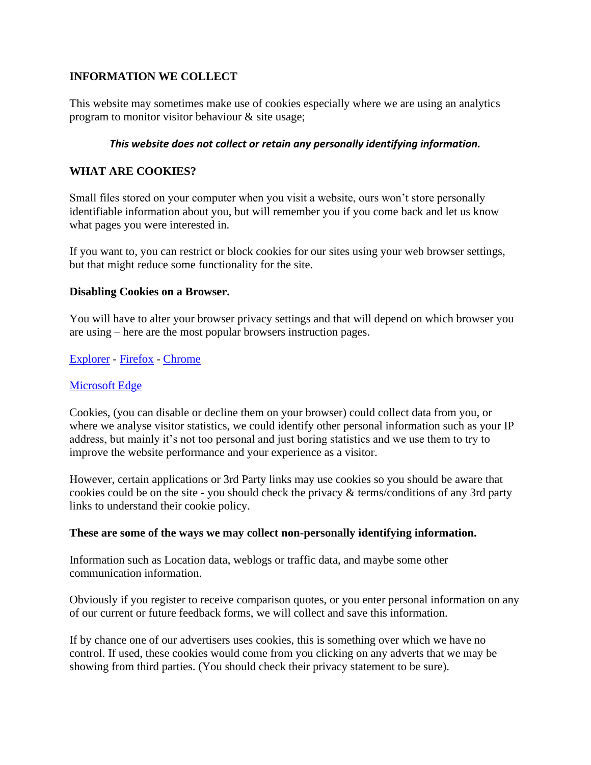## INFORMATION WE COLLECT

This website may sometimes make use of cookies especially where we are using an analytics program to monitor visitor behaviour & site usage;

***This website does not collect or retain any personally identifying information.***

## WHAT ARE COOKIES?

Small files stored on your computer when you visit a website, ours won't store personally identifiable information about you, but will remember you if you come back and let us know what pages you were interested in.

If you want to, you can restrict or block cookies for our sites using your web browser settings, but that might reduce some functionality for the site.

### Disabling Cookies on a Browser.

You will have to alter your browser privacy settings and that will depend on which browser you are using – here are the most popular browsers instruction pages.

Explorer - Firefox - Chrome

Microsoft Edge

Cookies, (you can disable or decline them on your browser) could collect data from you, or where we analyse visitor statistics, we could identify other personal information such as your IP address, but mainly it's not too personal and just boring statistics and we use them to try to improve the website performance and your experience as a visitor.

However, certain applications or 3rd Party links may use cookies so you should be aware that cookies could be on the site - you should check the privacy & terms/conditions of any 3rd party links to understand their cookie policy.

**These are some of the ways we may collect non-personally identifying information.**

Information such as Location data, weblogs or traffic data, and maybe some other communication information.

Obviously if you register to receive comparison quotes, or you enter personal information on any of our current or future feedback forms, we will collect and save this information.

If by chance one of our advertisers uses cookies, this is something over which we have no control. If used, these cookies would come from you clicking on any adverts that we may be showing from third parties. (You should check their privacy statement to be sure).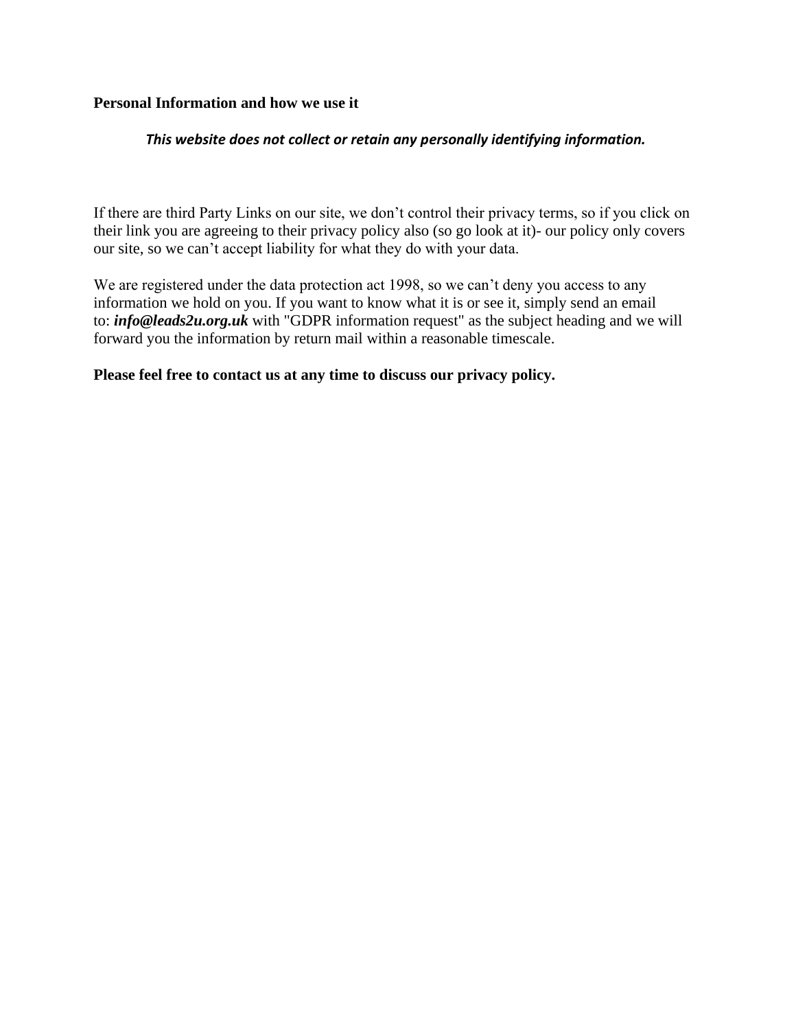**Personal Information and how we use it**

***This website does not collect or retain any personally identifying information.***

If there are third Party Links on our site, we don't control their privacy terms, so if you click on their link you are agreeing to their privacy policy also (so go look at it)- our policy only covers our site, so we can't accept liability for what they do with your data.

We are registered under the data protection act 1998, so we can't deny you access to any information we hold on you. If you want to know what it is or see it, simply send an email to: ***info@leads2u.org.uk*** with "GDPR information request" as the subject heading and we will forward you the information by return mail within a reasonable timescale.

**Please feel free to contact us at any time to discuss our privacy policy.**